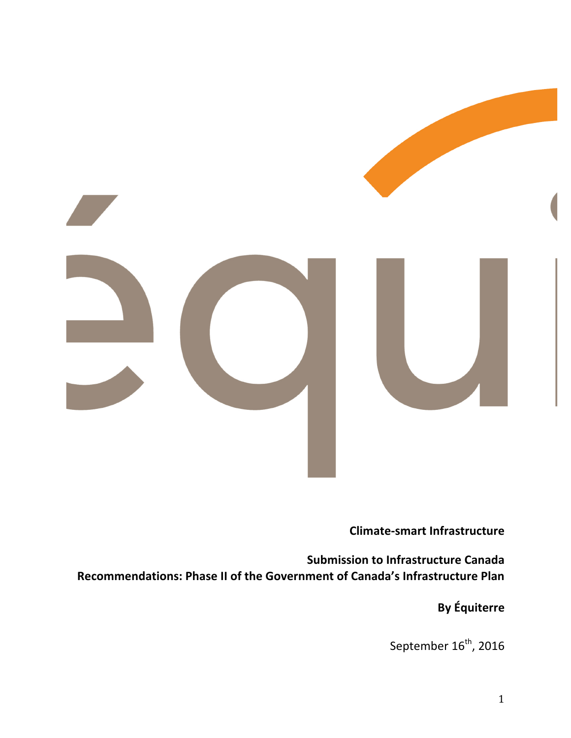**Climate-smart Infrastructure**

**Submission to Infrastructure Canada**
**Recommendations: Phase II of the Government of Canada's Infrastructure Plan**

**By Équiterre**

September 16th, 2016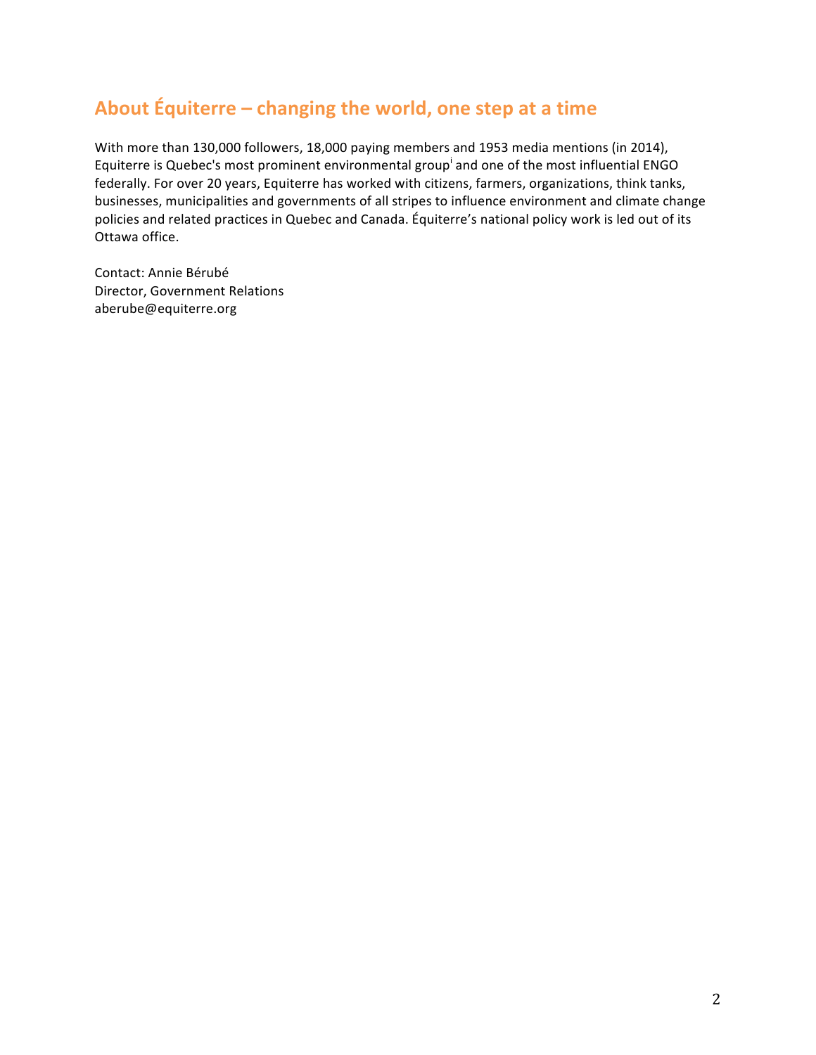## About Équiterre – changing the world, one step at a time

With more than 130,000 followers, 18,000 paying members and 1953 media mentions (in 2014), Equiterre is Quebec's most prominent environmental group[i] and one of the most influential ENGO federally. For over 20 years, Equiterre has worked with citizens, farmers, organizations, think tanks, businesses, municipalities and governments of all stripes to influence environment and climate change policies and related practices in Quebec and Canada. Équiterre's national policy work is led out of its Ottawa office.

Contact: Annie Bérubé
Director, Government Relations
aberube@equiterre.org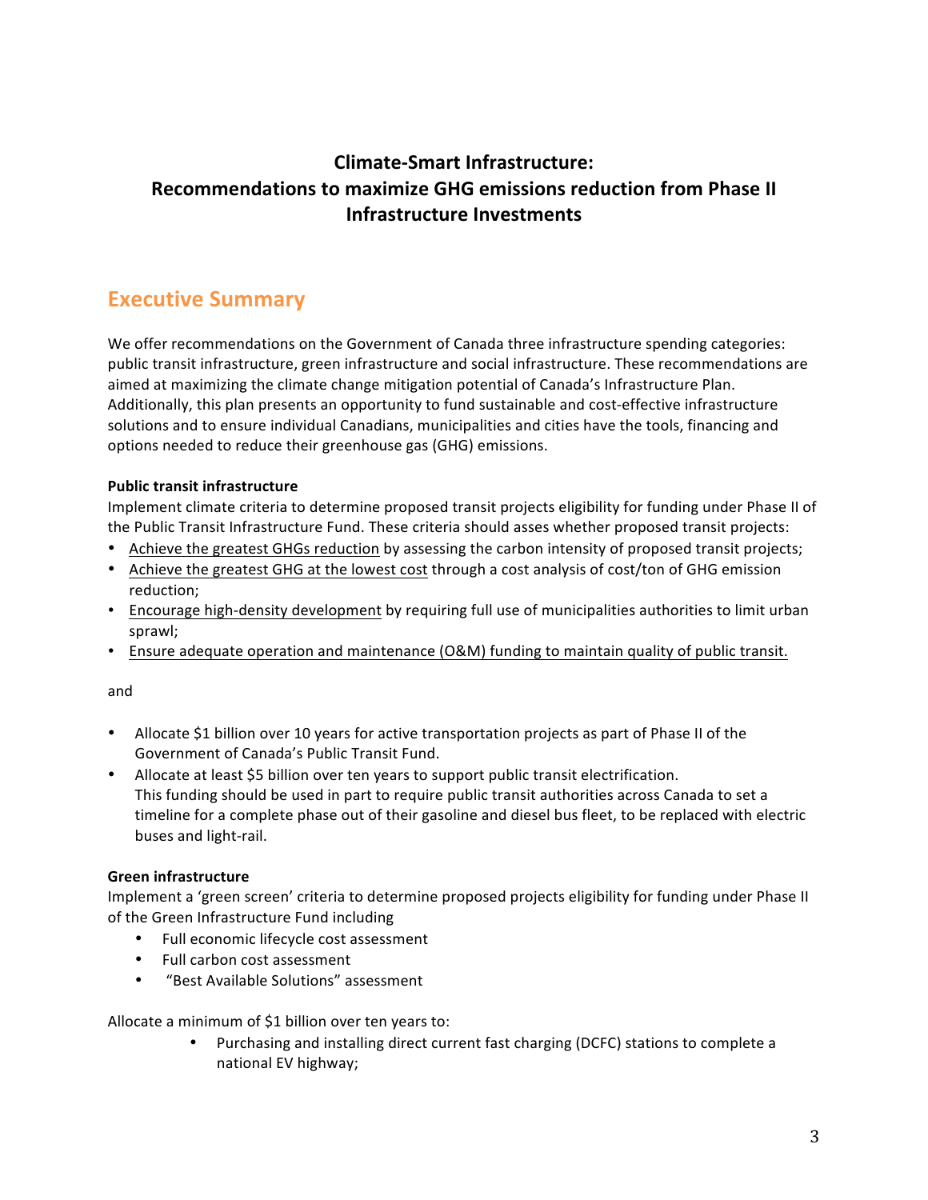# Climate-Smart Infrastructure: Recommendations to maximize GHG emissions reduction from Phase II Infrastructure Investments

## Executive Summary

We offer recommendations on the Government of Canada three infrastructure spending categories: public transit infrastructure, green infrastructure and social infrastructure. These recommendations are aimed at maximizing the climate change mitigation potential of Canada's Infrastructure Plan. Additionally, this plan presents an opportunity to fund sustainable and cost-effective infrastructure solutions and to ensure individual Canadians, municipalities and cities have the tools, financing and options needed to reduce their greenhouse gas (GHG) emissions.

**Public transit infrastructure**

Implement climate criteria to determine proposed transit projects eligibility for funding under Phase II of the Public Transit Infrastructure Fund. These criteria should asses whether proposed transit projects:

- Achieve the greatest GHGs reduction by assessing the carbon intensity of proposed transit projects;
- Achieve the greatest GHG at the lowest cost through a cost analysis of cost/ton of GHG emission reduction;
- Encourage high-density development by requiring full use of municipalities authorities to limit urban sprawl;
- Ensure adequate operation and maintenance (O&M) funding to maintain quality of public transit.

and

- Allocate $1 billion over 10 years for active transportation projects as part of Phase II of the Government of Canada's Public Transit Fund.
- Allocate at least $5 billion over ten years to support public transit electrification. This funding should be used in part to require public transit authorities across Canada to set a timeline for a complete phase out of their gasoline and diesel bus fleet, to be replaced with electric buses and light-rail.

**Green infrastructure**

Implement a 'green screen' criteria to determine proposed projects eligibility for funding under Phase II of the Green Infrastructure Fund including

- Full economic lifecycle cost assessment
- Full carbon cost assessment
- "Best Available Solutions" assessment

Allocate a minimum of $1 billion over ten years to:

- Purchasing and installing direct current fast charging (DCFC) stations to complete a national EV highway;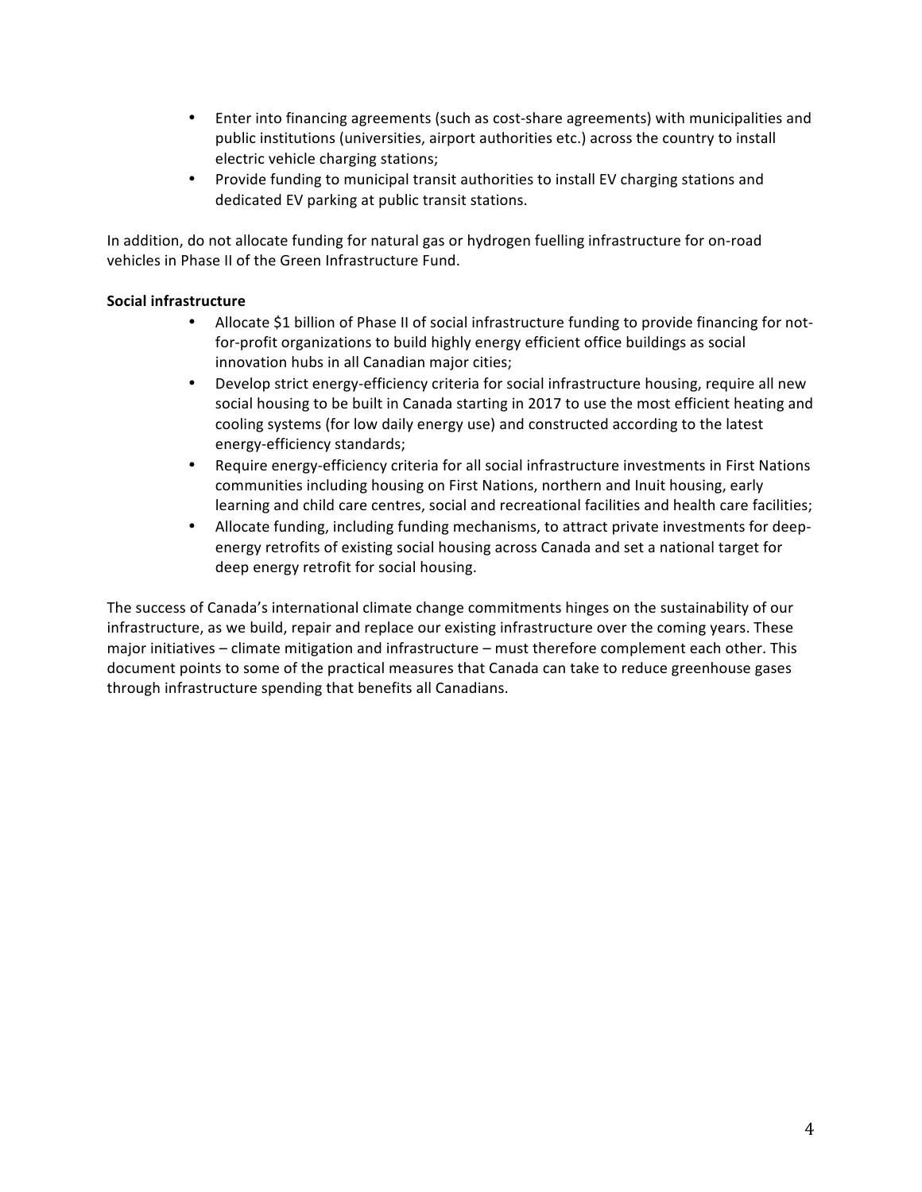- Enter into financing agreements (such as cost-share agreements) with municipalities and public institutions (universities, airport authorities etc.) across the country to install electric vehicle charging stations;
- Provide funding to municipal transit authorities to install EV charging stations and dedicated EV parking at public transit stations.

In addition, do not allocate funding for natural gas or hydrogen fuelling infrastructure for on-road vehicles in Phase II of the Green Infrastructure Fund.

**Social infrastructure**

- Allocate $1 billion of Phase II of social infrastructure funding to provide financing for not-for-profit organizations to build highly energy efficient office buildings as social innovation hubs in all Canadian major cities;
- Develop strict energy-efficiency criteria for social infrastructure housing, require all new social housing to be built in Canada starting in 2017 to use the most efficient heating and cooling systems (for low daily energy use) and constructed according to the latest energy-efficiency standards;
- Require energy-efficiency criteria for all social infrastructure investments in First Nations communities including housing on First Nations, northern and Inuit housing, early learning and child care centres, social and recreational facilities and health care facilities;
- Allocate funding, including funding mechanisms, to attract private investments for deep-energy retrofits of existing social housing across Canada and set a national target for deep energy retrofit for social housing.

The success of Canada's international climate change commitments hinges on the sustainability of our infrastructure, as we build, repair and replace our existing infrastructure over the coming years. These major initiatives – climate mitigation and infrastructure – must therefore complement each other. This document points to some of the practical measures that Canada can take to reduce greenhouse gases through infrastructure spending that benefits all Canadians.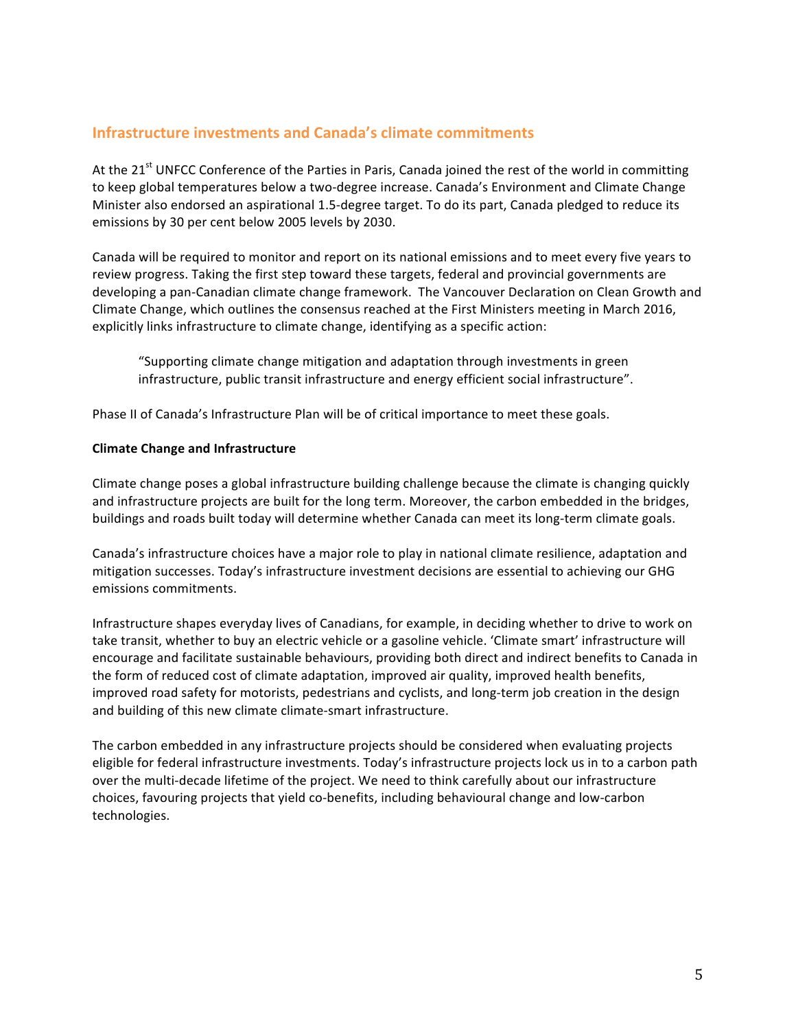## Infrastructure investments and Canada's climate commitments

At the 21st UNFCC Conference of the Parties in Paris, Canada joined the rest of the world in committing to keep global temperatures below a two-degree increase. Canada's Environment and Climate Change Minister also endorsed an aspirational 1.5-degree target. To do its part, Canada pledged to reduce its emissions by 30 per cent below 2005 levels by 2030.

Canada will be required to monitor and report on its national emissions and to meet every five years to review progress. Taking the first step toward these targets, federal and provincial governments are developing a pan-Canadian climate change framework. The Vancouver Declaration on Clean Growth and Climate Change, which outlines the consensus reached at the First Ministers meeting in March 2016, explicitly links infrastructure to climate change, identifying as a specific action:

> "Supporting climate change mitigation and adaptation through investments in green infrastructure, public transit infrastructure and energy efficient social infrastructure".

Phase II of Canada's Infrastructure Plan will be of critical importance to meet these goals.

**Climate Change and Infrastructure**

Climate change poses a global infrastructure building challenge because the climate is changing quickly and infrastructure projects are built for the long term. Moreover, the carbon embedded in the bridges, buildings and roads built today will determine whether Canada can meet its long-term climate goals.

Canada's infrastructure choices have a major role to play in national climate resilience, adaptation and mitigation successes. Today's infrastructure investment decisions are essential to achieving our GHG emissions commitments.

Infrastructure shapes everyday lives of Canadians, for example, in deciding whether to drive to work on take transit, whether to buy an electric vehicle or a gasoline vehicle. 'Climate smart' infrastructure will encourage and facilitate sustainable behaviours, providing both direct and indirect benefits to Canada in the form of reduced cost of climate adaptation, improved air quality, improved health benefits, improved road safety for motorists, pedestrians and cyclists, and long-term job creation in the design and building of this new climate climate-smart infrastructure.

The carbon embedded in any infrastructure projects should be considered when evaluating projects eligible for federal infrastructure investments. Today's infrastructure projects lock us in to a carbon path over the multi-decade lifetime of the project. We need to think carefully about our infrastructure choices, favouring projects that yield co-benefits, including behavioural change and low-carbon technologies.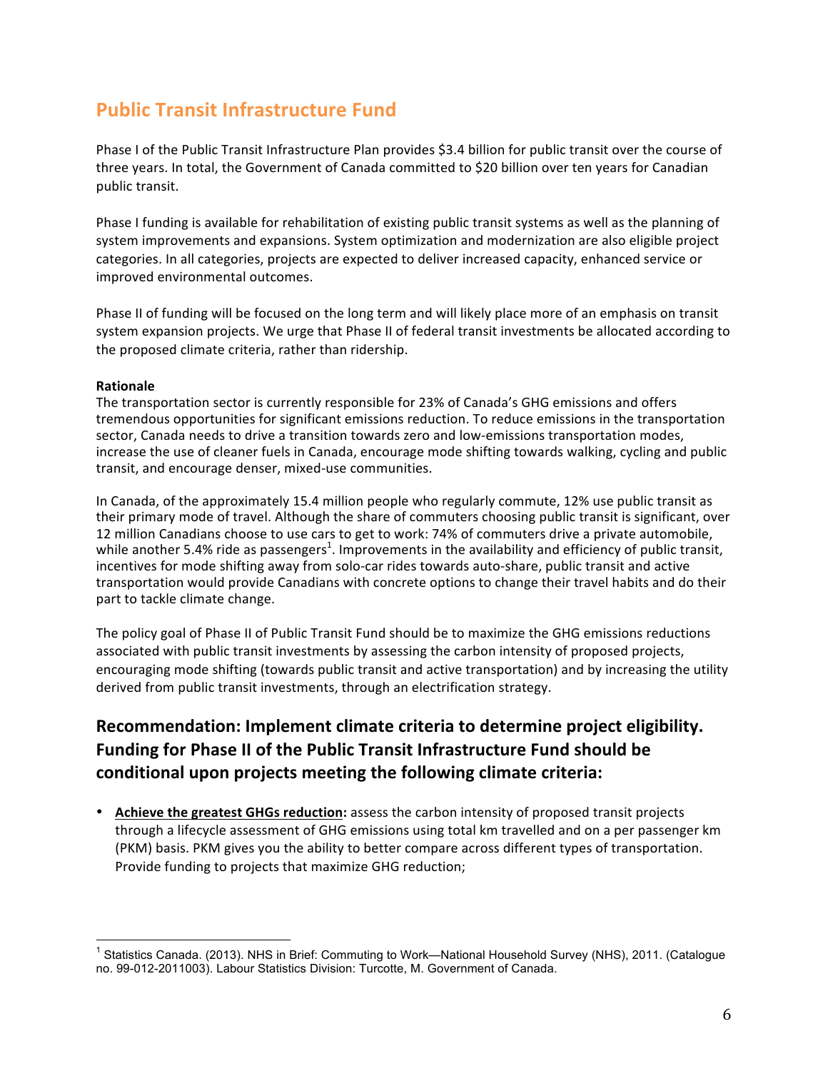## Public Transit Infrastructure Fund

Phase I of the Public Transit Infrastructure Plan provides $3.4 billion for public transit over the course of three years. In total, the Government of Canada committed to $20 billion over ten years for Canadian public transit.

Phase I funding is available for rehabilitation of existing public transit systems as well as the planning of system improvements and expansions. System optimization and modernization are also eligible project categories. In all categories, projects are expected to deliver increased capacity, enhanced service or improved environmental outcomes.

Phase II of funding will be focused on the long term and will likely place more of an emphasis on transit system expansion projects. We urge that Phase II of federal transit investments be allocated according to the proposed climate criteria, rather than ridership.

**Rationale**

The transportation sector is currently responsible for 23% of Canada's GHG emissions and offers tremendous opportunities for significant emissions reduction. To reduce emissions in the transportation sector, Canada needs to drive a transition towards zero and low-emissions transportation modes, increase the use of cleaner fuels in Canada, encourage mode shifting towards walking, cycling and public transit, and encourage denser, mixed-use communities.

In Canada, of the approximately 15.4 million people who regularly commute, 12% use public transit as their primary mode of travel. Although the share of commuters choosing public transit is significant, over 12 million Canadians choose to use cars to get to work: 74% of commuters drive a private automobile, while another 5.4% ride as passengers[1]. Improvements in the availability and efficiency of public transit, incentives for mode shifting away from solo-car rides towards auto-share, public transit and active transportation would provide Canadians with concrete options to change their travel habits and do their part to tackle climate change.

The policy goal of Phase II of Public Transit Fund should be to maximize the GHG emissions reductions associated with public transit investments by assessing the carbon intensity of proposed projects, encouraging mode shifting (towards public transit and active transportation) and by increasing the utility derived from public transit investments, through an electrification strategy.

### Recommendation: Implement climate criteria to determine project eligibility. Funding for Phase II of the Public Transit Infrastructure Fund should be conditional upon projects meeting the following climate criteria:

- **Achieve the greatest GHGs reduction:** assess the carbon intensity of proposed transit projects through a lifecycle assessment of GHG emissions using total km travelled and on a per passenger km (PKM) basis. PKM gives you the ability to better compare across different types of transportation. Provide funding to projects that maximize GHG reduction;

[1] Statistics Canada. (2013). NHS in Brief: Commuting to Work—National Household Survey (NHS), 2011. (Catalogue no. 99-012-2011003). Labour Statistics Division: Turcotte, M. Government of Canada.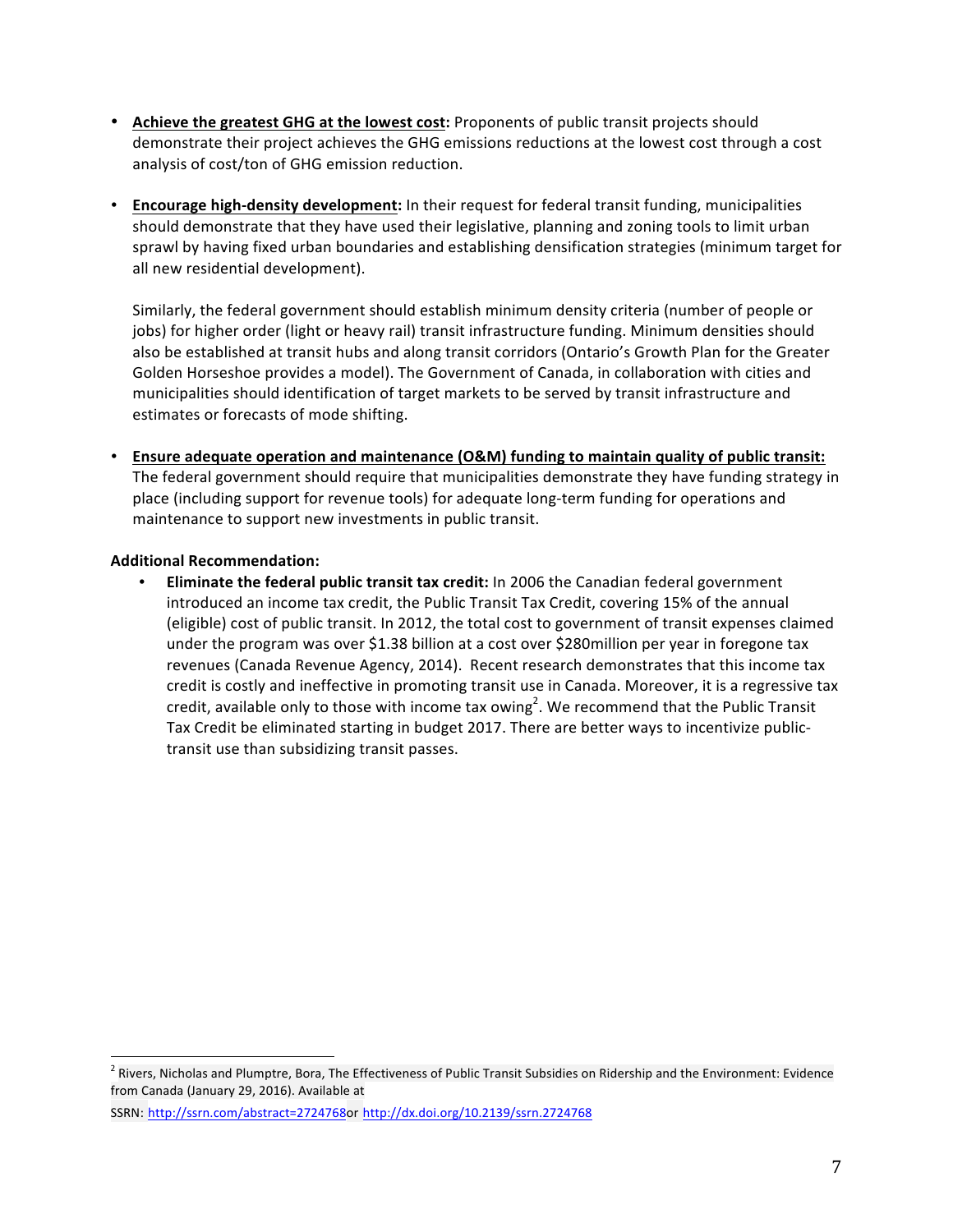- **Achieve the greatest GHG at the lowest cost:** Proponents of public transit projects should demonstrate their project achieves the GHG emissions reductions at the lowest cost through a cost analysis of cost/ton of GHG emission reduction.

- **Encourage high-density development:** In their request for federal transit funding, municipalities should demonstrate that they have used their legislative, planning and zoning tools to limit urban sprawl by having fixed urban boundaries and establishing densification strategies (minimum target for all new residential development).

  Similarly, the federal government should establish minimum density criteria (number of people or jobs) for higher order (light or heavy rail) transit infrastructure funding. Minimum densities should also be established at transit hubs and along transit corridors (Ontario's Growth Plan for the Greater Golden Horseshoe provides a model). The Government of Canada, in collaboration with cities and municipalities should identification of target markets to be served by transit infrastructure and estimates or forecasts of mode shifting.

- **Ensure adequate operation and maintenance (O&M) funding to maintain quality of public transit:** The federal government should require that municipalities demonstrate they have funding strategy in place (including support for revenue tools) for adequate long-term funding for operations and maintenance to support new investments in public transit.

**Additional Recommendation:**

- **Eliminate the federal public transit tax credit:** In 2006 the Canadian federal government introduced an income tax credit, the Public Transit Tax Credit, covering 15% of the annual (eligible) cost of public transit. In 2012, the total cost to government of transit expenses claimed under the program was over $1.38 billion at a cost over $280million per year in foregone tax revenues (Canada Revenue Agency, 2014). Recent research demonstrates that this income tax credit is costly and ineffective in promoting transit use in Canada. Moreover, it is a regressive tax credit, available only to those with income tax owing[2]. We recommend that the Public Transit Tax Credit be eliminated starting in budget 2017. There are better ways to incentivize public-transit use than subsidizing transit passes.

---

[2] Rivers, Nicholas and Plumptre, Bora, The Effectiveness of Public Transit Subsidies on Ridership and the Environment: Evidence from Canada (January 29, 2016). Available at SSRN: http://ssrn.com/abstract=2724768or http://dx.doi.org/10.2139/ssrn.2724768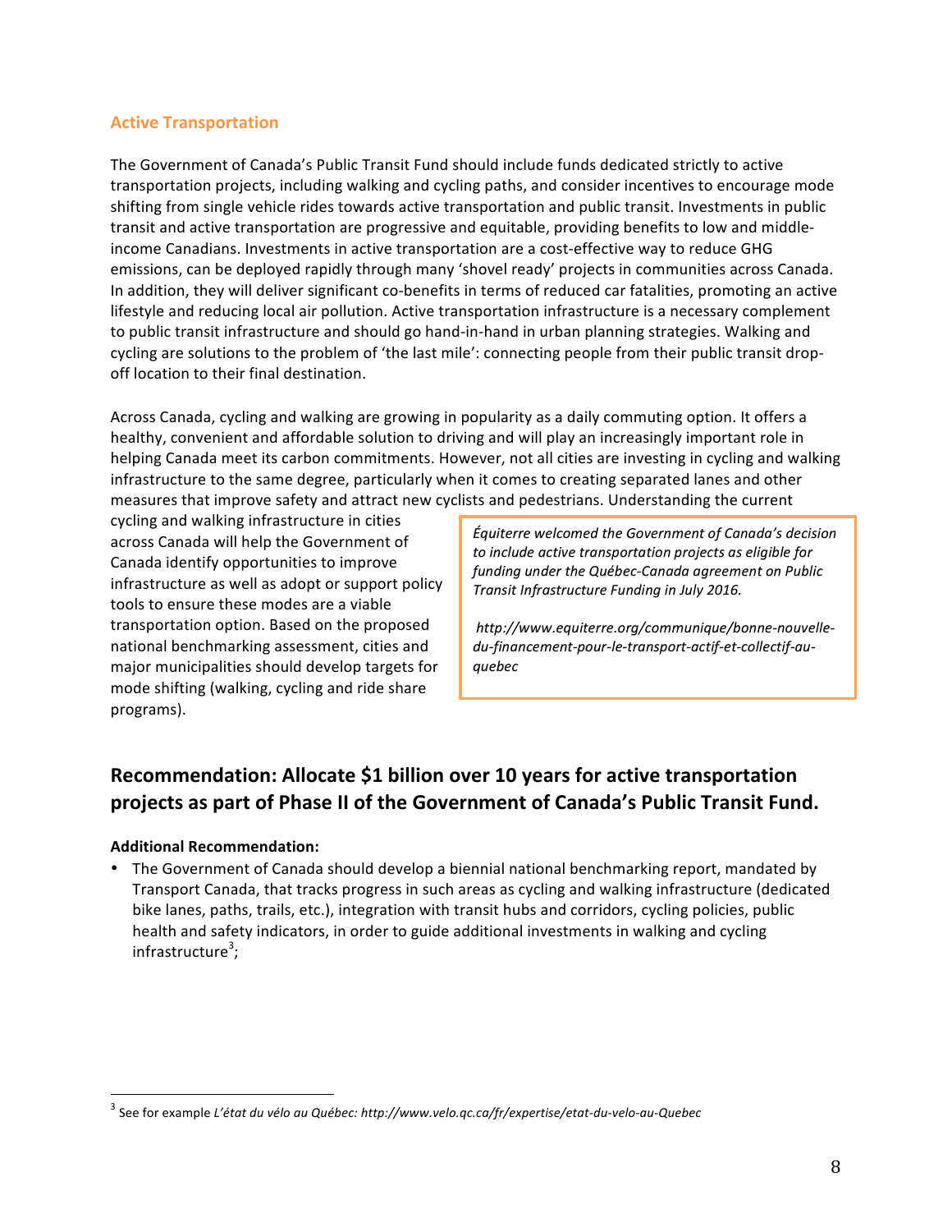## Active Transportation

The Government of Canada's Public Transit Fund should include funds dedicated strictly to active transportation projects, including walking and cycling paths, and consider incentives to encourage mode shifting from single vehicle rides towards active transportation and public transit. Investments in public transit and active transportation are progressive and equitable, providing benefits to low and middle-income Canadians. Investments in active transportation are a cost-effective way to reduce GHG emissions, can be deployed rapidly through many 'shovel ready' projects in communities across Canada. In addition, they will deliver significant co-benefits in terms of reduced car fatalities, promoting an active lifestyle and reducing local air pollution. Active transportation infrastructure is a necessary complement to public transit infrastructure and should go hand-in-hand in urban planning strategies. Walking and cycling are solutions to the problem of 'the last mile': connecting people from their public transit drop-off location to their final destination.

Across Canada, cycling and walking are growing in popularity as a daily commuting option. It offers a healthy, convenient and affordable solution to driving and will play an increasingly important role in helping Canada meet its carbon commitments. However, not all cities are investing in cycling and walking infrastructure to the same degree, particularly when it comes to creating separated lanes and other measures that improve safety and attract new cyclists and pedestrians. Understanding the current cycling and walking infrastructure in cities across Canada will help the Government of Canada identify opportunities to improve infrastructure as well as adopt or support policy tools to ensure these modes are a viable transportation option. Based on the proposed national benchmarking assessment, cities and major municipalities should develop targets for mode shifting (walking, cycling and ride share programs).

> *Équiterre welcomed the Government of Canada's decision to include active transportation projects as eligible for funding under the Québec-Canada agreement on Public Transit Infrastructure Funding in July 2016.*
>
> *http://www.equiterre.org/communique/bonne-nouvelle-du-financement-pour-le-transport-actif-et-collectif-au-quebec*

## Recommendation: Allocate $1 billion over 10 years for active transportation projects as part of Phase II of the Government of Canada's Public Transit Fund.

**Additional Recommendation:**

- The Government of Canada should develop a biennial national benchmarking report, mandated by Transport Canada, that tracks progress in such areas as cycling and walking infrastructure (dedicated bike lanes, paths, trails, etc.), integration with transit hubs and corridors, cycling policies, public health and safety indicators, in order to guide additional investments in walking and cycling infrastructure[3];

[3] See for example *L'état du vélo au Québec: http://www.velo.qc.ca/fr/expertise/etat-du-velo-au-Quebec*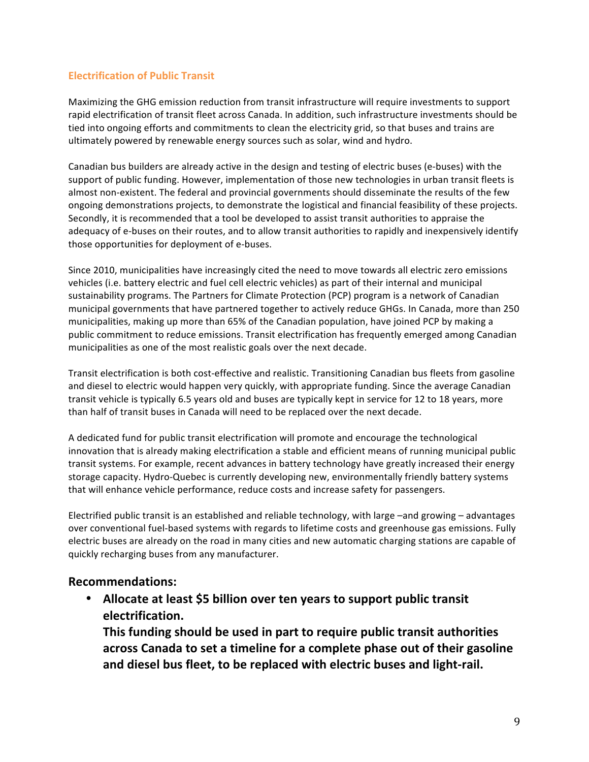### Electrification of Public Transit

Maximizing the GHG emission reduction from transit infrastructure will require investments to support rapid electrification of transit fleet across Canada. In addition, such infrastructure investments should be tied into ongoing efforts and commitments to clean the electricity grid, so that buses and trains are ultimately powered by renewable energy sources such as solar, wind and hydro.

Canadian bus builders are already active in the design and testing of electric buses (e-buses) with the support of public funding. However, implementation of those new technologies in urban transit fleets is almost non-existent. The federal and provincial governments should disseminate the results of the few ongoing demonstrations projects, to demonstrate the logistical and financial feasibility of these projects. Secondly, it is recommended that a tool be developed to assist transit authorities to appraise the adequacy of e-buses on their routes, and to allow transit authorities to rapidly and inexpensively identify those opportunities for deployment of e-buses.

Since 2010, municipalities have increasingly cited the need to move towards all electric zero emissions vehicles (i.e. battery electric and fuel cell electric vehicles) as part of their internal and municipal sustainability programs. The Partners for Climate Protection (PCP) program is a network of Canadian municipal governments that have partnered together to actively reduce GHGs. In Canada, more than 250 municipalities, making up more than 65% of the Canadian population, have joined PCP by making a public commitment to reduce emissions. Transit electrification has frequently emerged among Canadian municipalities as one of the most realistic goals over the next decade.

Transit electrification is both cost-effective and realistic. Transitioning Canadian bus fleets from gasoline and diesel to electric would happen very quickly, with appropriate funding. Since the average Canadian transit vehicle is typically 6.5 years old and buses are typically kept in service for 12 to 18 years, more than half of transit buses in Canada will need to be replaced over the next decade.

A dedicated fund for public transit electrification will promote and encourage the technological innovation that is already making electrification a stable and efficient means of running municipal public transit systems. For example, recent advances in battery technology have greatly increased their energy storage capacity. Hydro-Quebec is currently developing new, environmentally friendly battery systems that will enhance vehicle performance, reduce costs and increase safety for passengers.

Electrified public transit is an established and reliable technology, with large –and growing – advantages over conventional fuel-based systems with regards to lifetime costs and greenhouse gas emissions. Fully electric buses are already on the road in many cities and new automatic charging stations are capable of quickly recharging buses from any manufacturer.

## Recommendations:

- **Allocate at least $5 billion over ten years to support public transit electrification.**
  **This funding should be used in part to require public transit authorities across Canada to set a timeline for a complete phase out of their gasoline and diesel bus fleet, to be replaced with electric buses and light-rail.**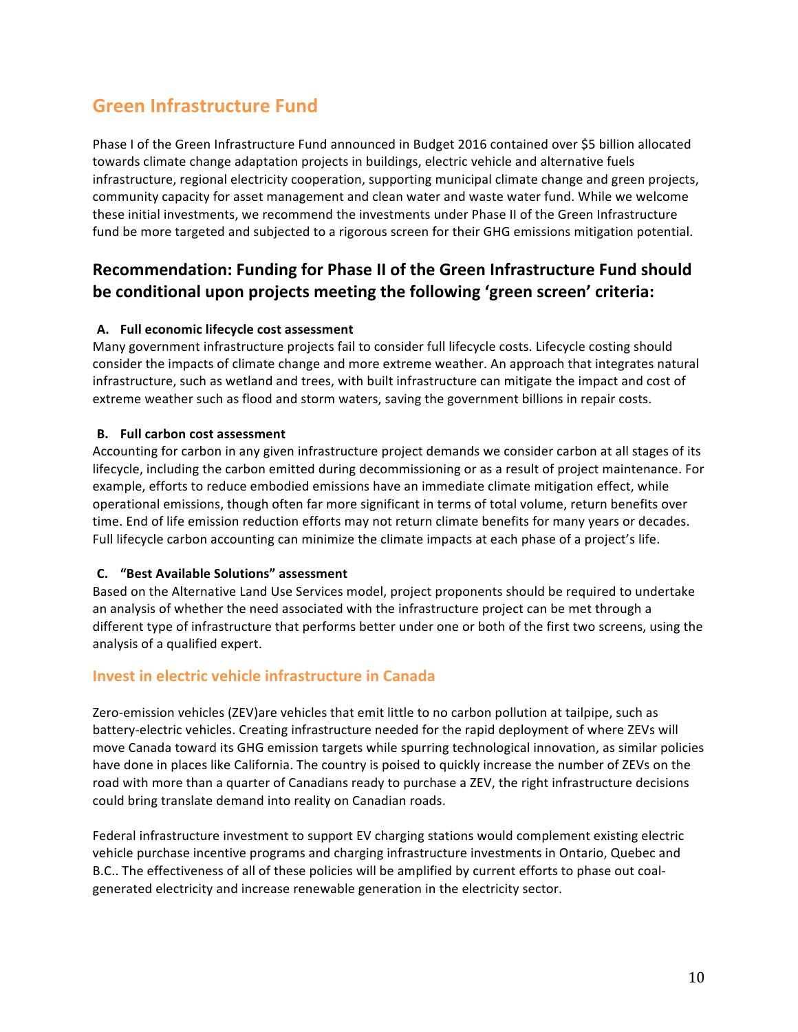## Green Infrastructure Fund

Phase I of the Green Infrastructure Fund announced in Budget 2016 contained over $5 billion allocated towards climate change adaptation projects in buildings, electric vehicle and alternative fuels infrastructure, regional electricity cooperation, supporting municipal climate change and green projects, community capacity for asset management and clean water and waste water fund. While we welcome these initial investments, we recommend the investments under Phase II of the Green Infrastructure fund be more targeted and subjected to a rigorous screen for their GHG emissions mitigation potential.

### Recommendation: Funding for Phase II of the Green Infrastructure Fund should be conditional upon projects meeting the following 'green screen' criteria:

**A. Full economic lifecycle cost assessment**

Many government infrastructure projects fail to consider full lifecycle costs. Lifecycle costing should consider the impacts of climate change and more extreme weather. An approach that integrates natural infrastructure, such as wetland and trees, with built infrastructure can mitigate the impact and cost of extreme weather such as flood and storm waters, saving the government billions in repair costs.

**B. Full carbon cost assessment**

Accounting for carbon in any given infrastructure project demands we consider carbon at all stages of its lifecycle, including the carbon emitted during decommissioning or as a result of project maintenance. For example, efforts to reduce embodied emissions have an immediate climate mitigation effect, while operational emissions, though often far more significant in terms of total volume, return benefits over time. End of life emission reduction efforts may not return climate benefits for many years or decades. Full lifecycle carbon accounting can minimize the climate impacts at each phase of a project's life.

**C. "Best Available Solutions" assessment**

Based on the Alternative Land Use Services model, project proponents should be required to undertake an analysis of whether the need associated with the infrastructure project can be met through a different type of infrastructure that performs better under one or both of the first two screens, using the analysis of a qualified expert.

### Invest in electric vehicle infrastructure in Canada

Zero-emission vehicles (ZEV)are vehicles that emit little to no carbon pollution at tailpipe, such as battery-electric vehicles. Creating infrastructure needed for the rapid deployment of where ZEVs will move Canada toward its GHG emission targets while spurring technological innovation, as similar policies have done in places like California. The country is poised to quickly increase the number of ZEVs on the road with more than a quarter of Canadians ready to purchase a ZEV, the right infrastructure decisions could bring translate demand into reality on Canadian roads.

Federal infrastructure investment to support EV charging stations would complement existing electric vehicle purchase incentive programs and charging infrastructure investments in Ontario, Quebec and B.C.. The effectiveness of all of these policies will be amplified by current efforts to phase out coal-generated electricity and increase renewable generation in the electricity sector.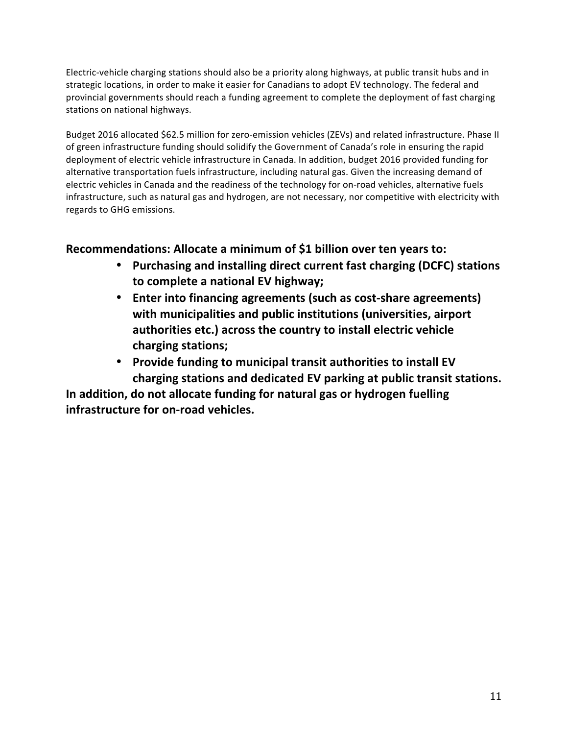Electric-vehicle charging stations should also be a priority along highways, at public transit hubs and in strategic locations, in order to make it easier for Canadians to adopt EV technology. The federal and provincial governments should reach a funding agreement to complete the deployment of fast charging stations on national highways.

Budget 2016 allocated $62.5 million for zero-emission vehicles (ZEVs) and related infrastructure. Phase II of green infrastructure funding should solidify the Government of Canada's role in ensuring the rapid deployment of electric vehicle infrastructure in Canada. In addition, budget 2016 provided funding for alternative transportation fuels infrastructure, including natural gas. Given the increasing demand of electric vehicles in Canada and the readiness of the technology for on-road vehicles, alternative fuels infrastructure, such as natural gas and hydrogen, are not necessary, nor competitive with electricity with regards to GHG emissions.

**Recommendations: Allocate a minimum of $1 billion over ten years to:**

- **Purchasing and installing direct current fast charging (DCFC) stations to complete a national EV highway;**
- **Enter into financing agreements (such as cost-share agreements) with municipalities and public institutions (universities, airport authorities etc.) across the country to install electric vehicle charging stations;**
- **Provide funding to municipal transit authorities to install EV charging stations and dedicated EV parking at public transit stations.**

**In addition, do not allocate funding for natural gas or hydrogen fuelling infrastructure for on-road vehicles.**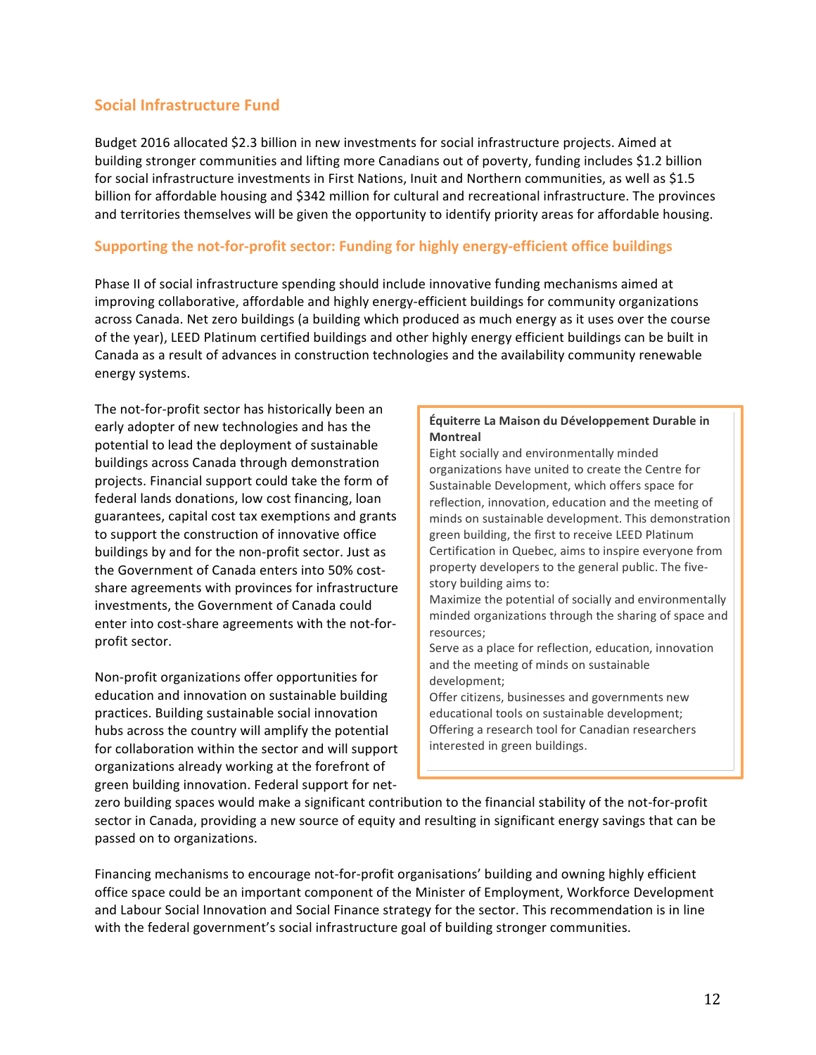## Social Infrastructure Fund

Budget 2016 allocated $2.3 billion in new investments for social infrastructure projects. Aimed at building stronger communities and lifting more Canadians out of poverty, funding includes $1.2 billion for social infrastructure investments in First Nations, Inuit and Northern communities, as well as $1.5 billion for affordable housing and $342 million for cultural and recreational infrastructure. The provinces and territories themselves will be given the opportunity to identify priority areas for affordable housing.

### Supporting the not-for-profit sector: Funding for highly energy-efficient office buildings

Phase II of social infrastructure spending should include innovative funding mechanisms aimed at improving collaborative, affordable and highly energy-efficient buildings for community organizations across Canada. Net zero buildings (a building which produced as much energy as it uses over the course of the year), LEED Platinum certified buildings and other highly energy efficient buildings can be built in Canada as a result of advances in construction technologies and the availability community renewable energy systems.

The not-for-profit sector has historically been an early adopter of new technologies and has the potential to lead the deployment of sustainable buildings across Canada through demonstration projects. Financial support could take the form of federal lands donations, low cost financing, loan guarantees, capital cost tax exemptions and grants to support the construction of innovative office buildings by and for the non-profit sector. Just as the Government of Canada enters into 50% cost-share agreements with provinces for infrastructure investments, the Government of Canada could enter into cost-share agreements with the not-for-profit sector.

Non-profit organizations offer opportunities for education and innovation on sustainable building practices. Building sustainable social innovation hubs across the country will amplify the potential for collaboration within the sector and will support organizations already working at the forefront of green building innovation. Federal support for net-zero building spaces would make a significant contribution to the financial stability of the not-for-profit sector in Canada, providing a new source of equity and resulting in significant energy savings that can be passed on to organizations.

> **Équiterre La Maison du Développement Durable in Montreal**
>
> Eight socially and environmentally minded organizations have united to create the Centre for Sustainable Development, which offers space for reflection, innovation, education and the meeting of minds on sustainable development. This demonstration green building, the first to receive LEED Platinum Certification in Quebec, aims to inspire everyone from property developers to the general public. The five-story building aims to:
>
> Maximize the potential of socially and environmentally minded organizations through the sharing of space and resources;
>
> Serve as a place for reflection, education, innovation and the meeting of minds on sustainable development;
>
> Offer citizens, businesses and governments new educational tools on sustainable development;
>
> Offering a research tool for Canadian researchers interested in green buildings.

Financing mechanisms to encourage not-for-profit organisations' building and owning highly efficient office space could be an important component of the Minister of Employment, Workforce Development and Labour Social Innovation and Social Finance strategy for the sector. This recommendation is in line with the federal government's social infrastructure goal of building stronger communities.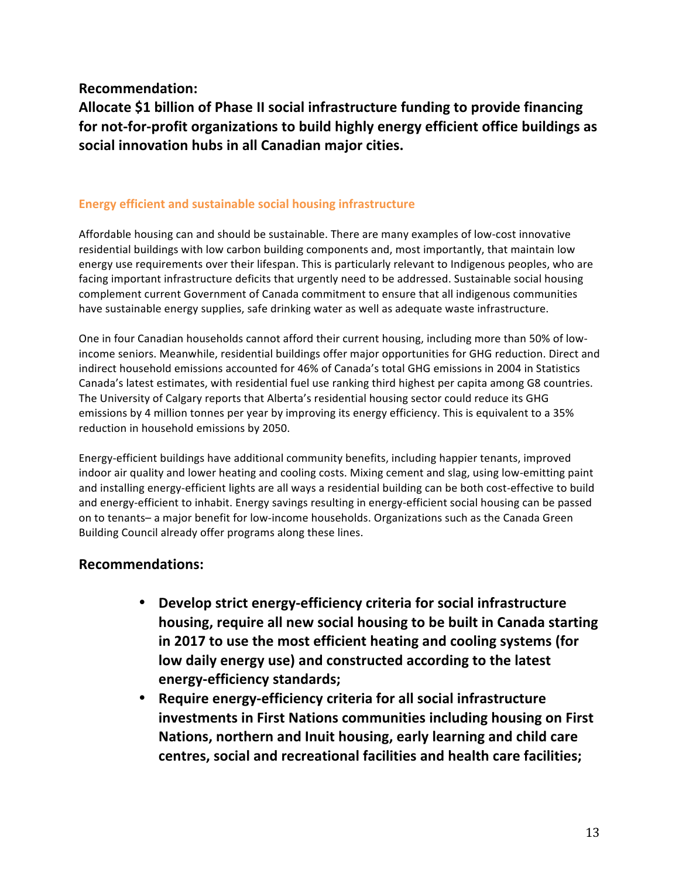**Recommendation:**

**Allocate $1 billion of Phase II social infrastructure funding to provide financing for not-for-profit organizations to build highly energy efficient office buildings as social innovation hubs in all Canadian major cities.**

### Energy efficient and sustainable social housing infrastructure

Affordable housing can and should be sustainable. There are many examples of low-cost innovative residential buildings with low carbon building components and, most importantly, that maintain low energy use requirements over their lifespan. This is particularly relevant to Indigenous peoples, who are facing important infrastructure deficits that urgently need to be addressed. Sustainable social housing complement current Government of Canada commitment to ensure that all indigenous communities have sustainable energy supplies, safe drinking water as well as adequate waste infrastructure.

One in four Canadian households cannot afford their current housing, including more than 50% of low-income seniors. Meanwhile, residential buildings offer major opportunities for GHG reduction. Direct and indirect household emissions accounted for 46% of Canada's total GHG emissions in 2004 in Statistics Canada's latest estimates, with residential fuel use ranking third highest per capita among G8 countries. The University of Calgary reports that Alberta's residential housing sector could reduce its GHG emissions by 4 million tonnes per year by improving its energy efficiency. This is equivalent to a 35% reduction in household emissions by 2050.

Energy-efficient buildings have additional community benefits, including happier tenants, improved indoor air quality and lower heating and cooling costs. Mixing cement and slag, using low-emitting paint and installing energy-efficient lights are all ways a residential building can be both cost-effective to build and energy-efficient to inhabit. Energy savings resulting in energy-efficient social housing can be passed on to tenants– a major benefit for low-income households. Organizations such as the Canada Green Building Council already offer programs along these lines.

**Recommendations:**

- **Develop strict energy-efficiency criteria for social infrastructure housing, require all new social housing to be built in Canada starting in 2017 to use the most efficient heating and cooling systems (for low daily energy use) and constructed according to the latest energy-efficiency standards;**
- **Require energy-efficiency criteria for all social infrastructure investments in First Nations communities including housing on First Nations, northern and Inuit housing, early learning and child care centres, social and recreational facilities and health care facilities;**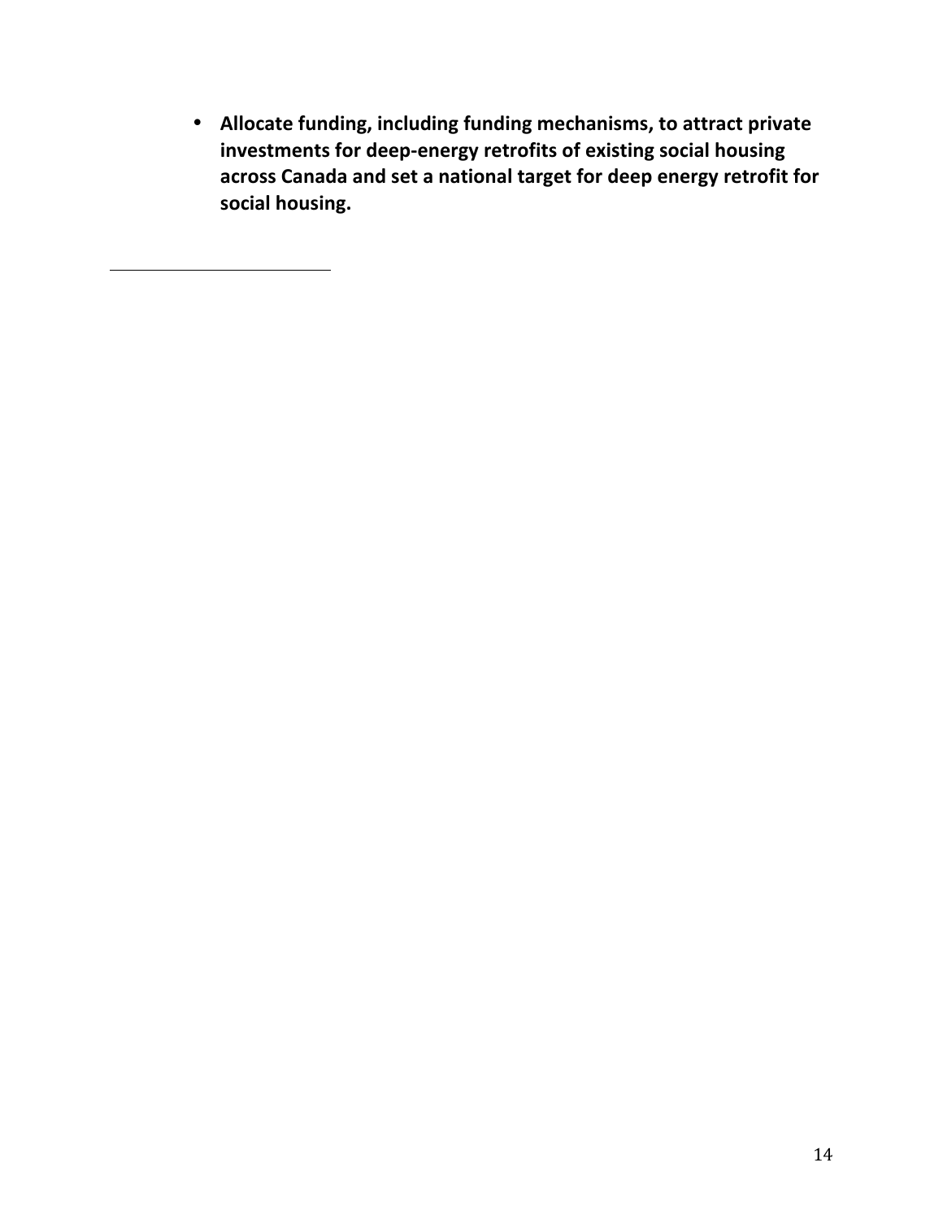- **Allocate funding, including funding mechanisms, to attract private investments for deep-energy retrofits of existing social housing across Canada and set a national target for deep energy retrofit for social housing.**